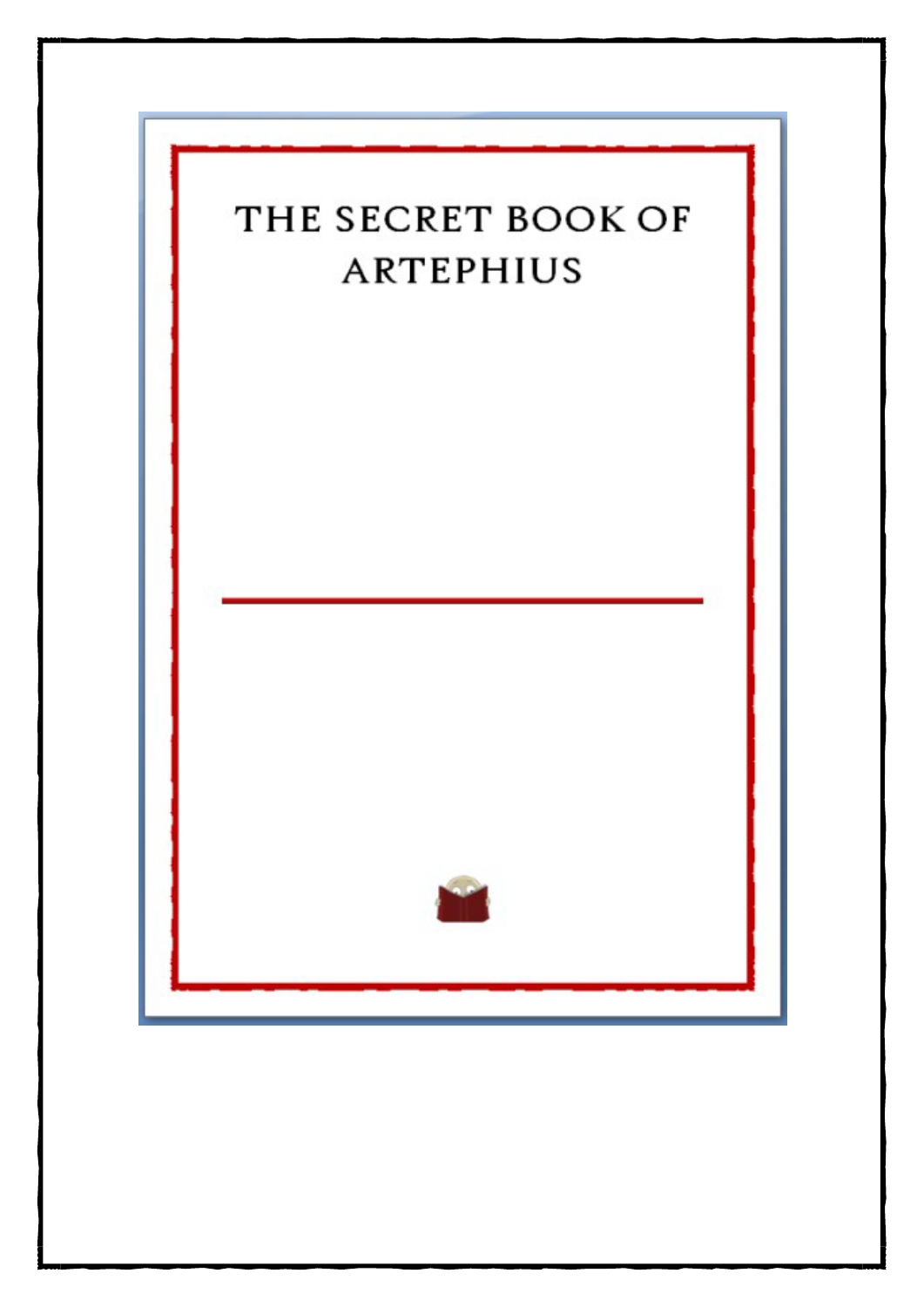# THE SECRET BOOK OF ARTEPHIUS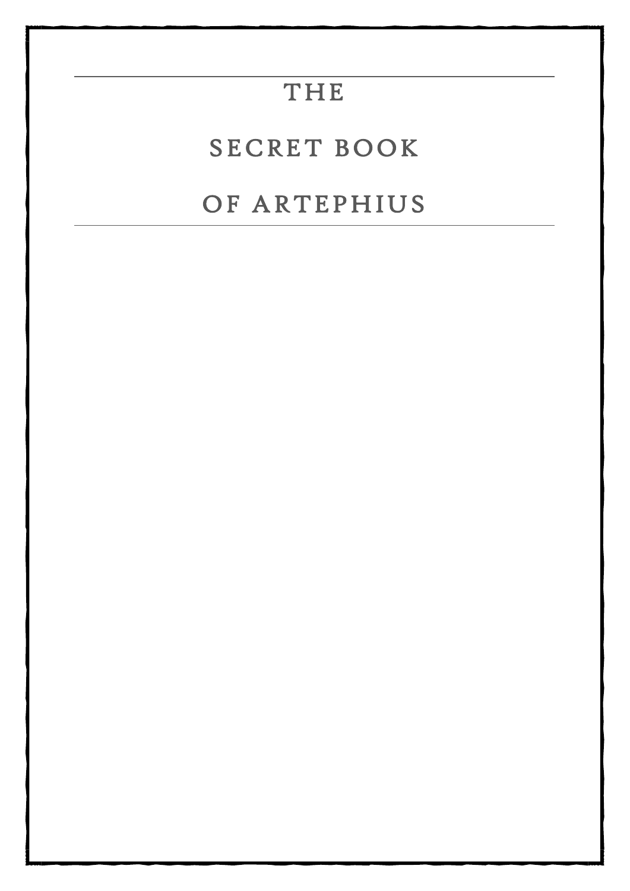# THE

# SECRET BOOK

# OF ARTEPHIUS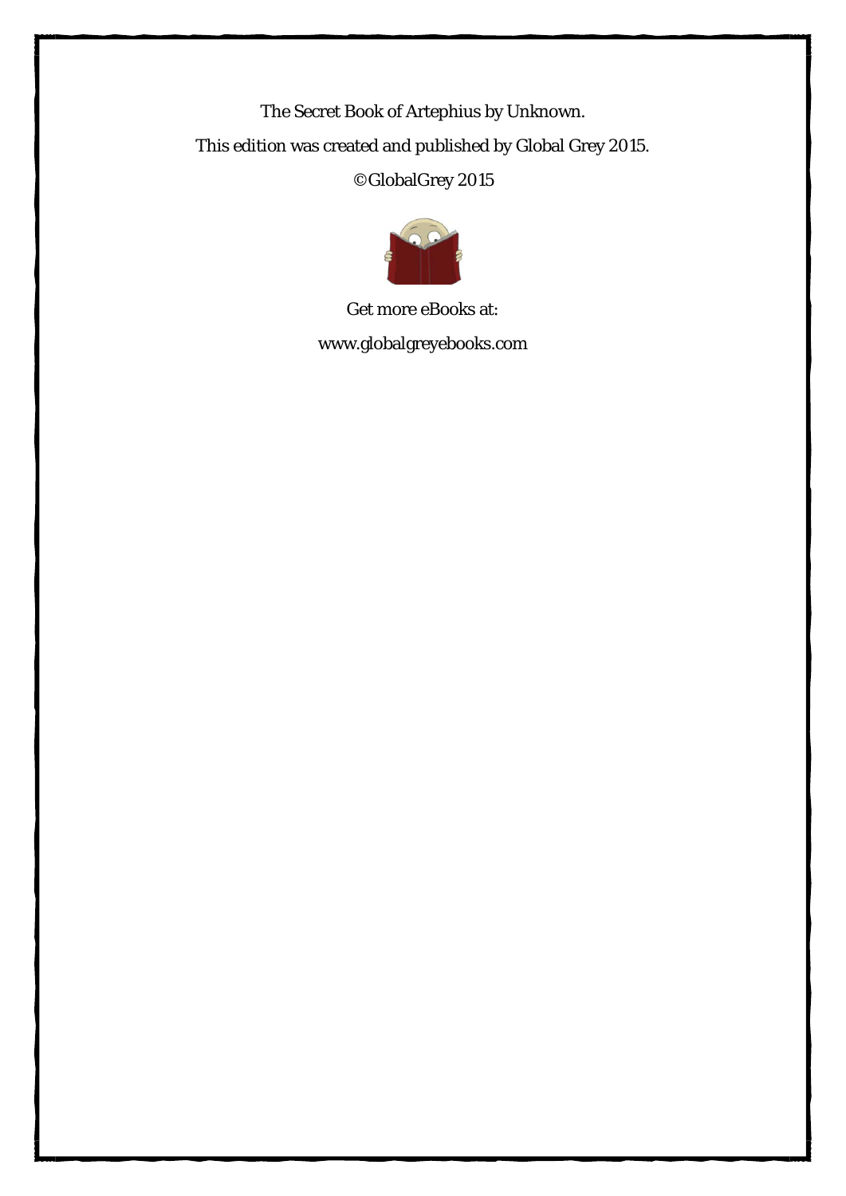The Secret Book of Artephius by Unknown.

This edition was created and published by Global Grey 2015.

©GlobalGrey 2015

Get more eBooks at:

www.globalgreyebooks.com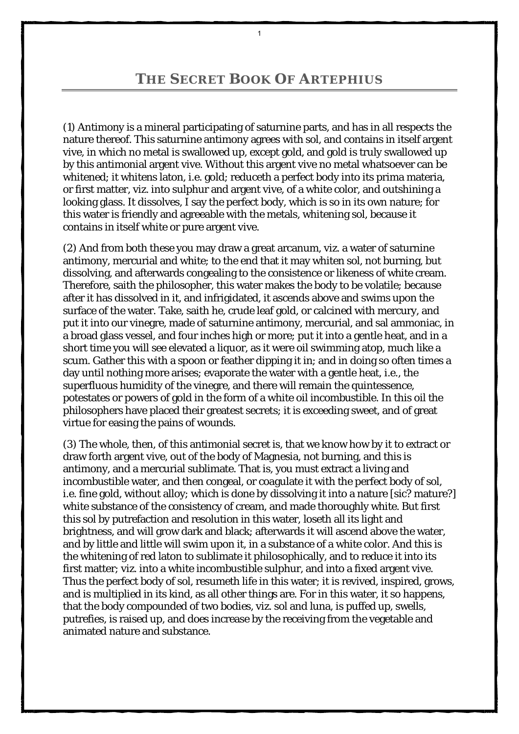# THE SECRET BOOK OF ARTEPHIUS

(1) Antimony is a mineral participating of saturnine parts, and has in all respects the nature thereof. This saturnine antimony agrees with sol, and contains in itself argent vive, in which no metal is swallowed up, except gold, and gold is truly swallowed up by this antimonial argent vive. Without this argent vive no metal whatsoever can be whitened; it whitens laton, i.e. gold; reduceth a perfect body into its prima materia, or first matter, viz. into sulphur and argent vive, of a white color, and outshining a looking glass. It dissolves, I say the perfect body, which is so in its own nature; for this water is friendly and agreeable with the metals, whitening sol, because it contains in itself white or pure argent vive.

(2) And from both these you may draw a great arcanum, viz. a water of saturnine antimony, mercurial and white; to the end that it may whiten sol, not burning, but dissolving, and afterwards congealing to the consistence or likeness of white cream. Therefore, saith the philosopher, this water makes the body to be volatile; because after it has dissolved in it, and infrigidated, it ascends above and swims upon the surface of the water. Take, saith he, crude leaf gold, or calcined with mercury, and put it into our vinegre, made of saturnine antimony, mercurial, and sal ammoniac, in a broad glass vessel, and four inches high or more; put it into a gentle heat, and in a short time you will see elevated a liquor, as it were oil swimming atop, much like a scum. Gather this with a spoon or feather dipping it in; and in doing so often times a day until nothing more arises; evaporate the water with a gentle heat, i.e., the superfluous humidity of the vinegre, and there will remain the quintessence, potestates or powers of gold in the form of a white oil incombustible. In this oil the philosophers have placed their greatest secrets; it is exceeding sweet, and of great virtue for easing the pains of wounds.

(3) The whole, then, of this antimonial secret is, that we know how by it to extract or draw forth argent vive, out of the body of Magnesia, not burning, and this is antimony, and a mercurial sublimate. That is, you must extract a living and incombustible water, and then congeal, or coagulate it with the perfect body of sol, i.e. fine gold, without alloy; which is done by dissolving it into a nature [sic? mature?] white substance of the consistency of cream, and made thoroughly white. But first this sol by putrefaction and resolution in this water, loseth all its light and brightness, and will grow dark and black; afterwards it will ascend above the water, and by little and little will swim upon it, in a substance of a white color. And this is the whitening of red laton to sublimate it philosophically, and to reduce it into its first matter; viz. into a white incombustible sulphur, and into a fixed argent vive. Thus the perfect body of sol, resumeth life in this water; it is revived, inspired, grows, and is multiplied in its kind, as all other things are. For in this water, it so happens, that the body compounded of two bodies, viz. sol and luna, is puffed up, swells, putrefies, is raised up, and does increase by the receiving from the vegetable and animated nature and substance.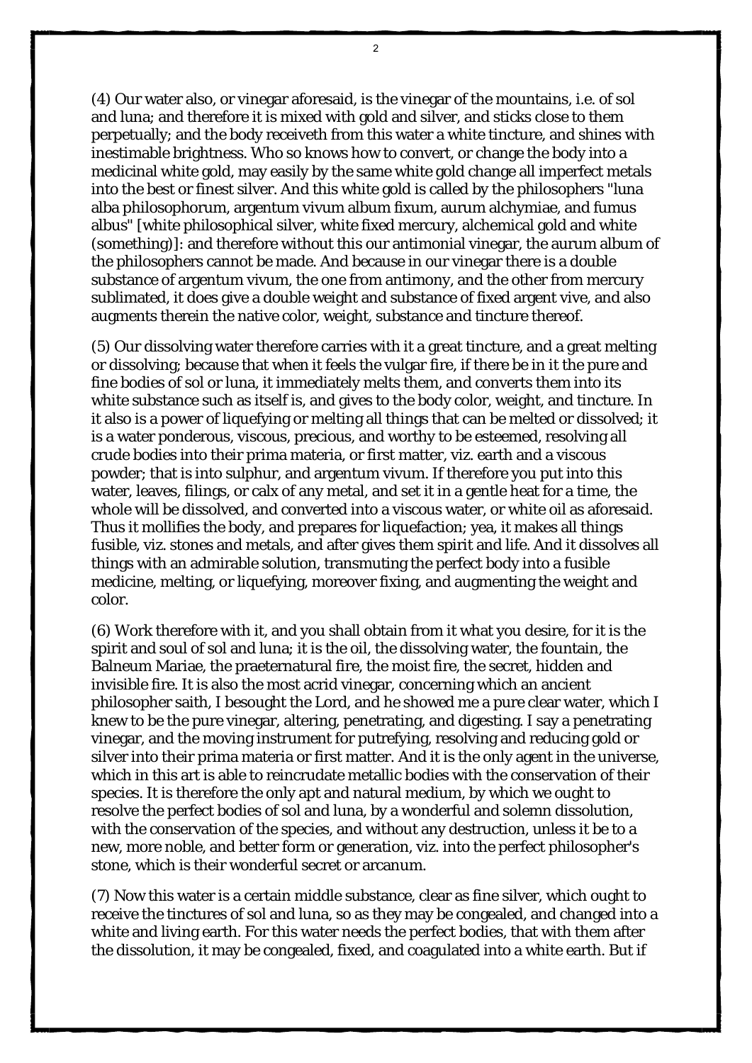(4) Our water also, or vinegar aforesaid, is the vinegar of the mountains, i.e. of sol and luna; and therefore it is mixed with gold and silver, and sticks close to them perpetually; and the body receiveth from this water a white tincture, and shines with inestimable brightness. Who so knows how to convert, or change the body into a medicinal white gold, may easily by the same white gold change all imperfect metals into the best or finest silver. And this white gold is called by the philosophers "luna alba philosophorum, argentum vivum album fixum, aurum alchymiae, and fumus albus" [white philosophical silver, white fixed mercury, alchemical gold and white (something)]: and therefore without this our antimonial vinegar, the aurum album of the philosophers cannot be made. And because in our vinegar there is a double substance of argentum vivum, the one from antimony, and the other from mercury sublimated, it does give a double weight and substance of fixed argent vive, and also augments therein the native color, weight, substance and tincture thereof.

(5) Our dissolving water therefore carries with it a great tincture, and a great melting or dissolving; because that when it feels the vulgar fire, if there be in it the pure and fine bodies of sol or luna, it immediately melts them, and converts them into its white substance such as itself is, and gives to the body color, weight, and tincture. In it also is a power of liquefying or melting all things that can be melted or dissolved; it is a water ponderous, viscous, precious, and worthy to be esteemed, resolving all crude bodies into their prima materia, or first matter, viz. earth and a viscous powder; that is into sulphur, and argentum vivum. If therefore you put into this water, leaves, filings, or calx of any metal, and set it in a gentle heat for a time, the whole will be dissolved, and converted into a viscous water, or white oil as aforesaid. Thus it mollifies the body, and prepares for liquefaction; yea, it makes all things fusible, viz. stones and metals, and after gives them spirit and life. And it dissolves all things with an admirable solution, transmuting the perfect body into a fusible medicine, melting, or liquefying, moreover fixing, and augmenting the weight and color.

(6) Work therefore with it, and you shall obtain from it what you desire, for it is the spirit and soul of sol and luna; it is the oil, the dissolving water, the fountain, the Balneum Mariae, the praeternatural fire, the moist fire, the secret, hidden and invisible fire. It is also the most acrid vinegar, concerning which an ancient philosopher saith, I besought the Lord, and he showed me a pure clear water, which I knew to be the pure vinegar, altering, penetrating, and digesting. I say a penetrating vinegar, and the moving instrument for putrefying, resolving and reducing gold or silver into their prima materia or first matter. And it is the only agent in the universe, which in this art is able to reincrudate metallic bodies with the conservation of their species. It is therefore the only apt and natural medium, by which we ought to resolve the perfect bodies of sol and luna, by a wonderful and solemn dissolution, with the conservation of the species, and without any destruction, unless it be to a new, more noble, and better form or generation, viz. into the perfect philosopher's stone, which is their wonderful secret or arcanum.

(7) Now this water is a certain middle substance, clear as fine silver, which ought to receive the tinctures of sol and luna, so as they may be congealed, and changed into a white and living earth. For this water needs the perfect bodies, that with them after the dissolution, it may be congealed, fixed, and coagulated into a white earth. But if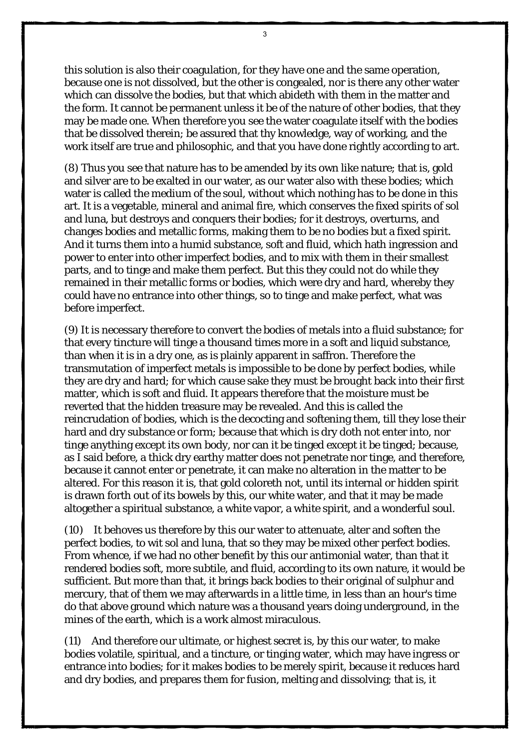this solution is also their coagulation, for they have one and the same operation, because one is not dissolved, but the other is congealed, nor is there any other water which can dissolve the bodies, but that which abideth with them in the matter and the form. It cannot be permanent unless it be of the nature of other bodies, that they may be made one. When therefore you see the water coagulate itself with the bodies that be dissolved therein; be assured that thy knowledge, way of working, and the work itself are true and philosophic, and that you have done rightly according to art.

(8) Thus you see that nature has to be amended by its own like nature; that is, gold and silver are to be exalted in our water, as our water also with these bodies; which water is called the medium of the soul, without which nothing has to be done in this art. It is a vegetable, mineral and animal fire, which conserves the fixed spirits of sol and luna, but destroys and conquers their bodies; for it destroys, overturns, and changes bodies and metallic forms, making them to be no bodies but a fixed spirit. And it turns them into a humid substance, soft and fluid, which hath ingression and power to enter into other imperfect bodies, and to mix with them in their smallest parts, and to tinge and make them perfect. But this they could not do while they remained in their metallic forms or bodies, which were dry and hard, whereby they could have no entrance into other things, so to tinge and make perfect, what was before imperfect.

(9) It is necessary therefore to convert the bodies of metals into a fluid substance; for that every tincture will tinge a thousand times more in a soft and liquid substance, than when it is in a dry one, as is plainly apparent in saffron. Therefore the transmutation of imperfect metals is impossible to be done by perfect bodies, while they are dry and hard; for which cause sake they must be brought back into their first matter, which is soft and fluid. It appears therefore that the moisture must be reverted that the hidden treasure may be revealed. And this is called the reincrudation of bodies, which is the decocting and softening them, till they lose their hard and dry substance or form; because that which is dry doth not enter into, nor tinge anything except its own body, nor can it be tinged except it be tinged; because, as I said before, a thick dry earthy matter does not penetrate nor tinge, and therefore, because it cannot enter or penetrate, it can make no alteration in the matter to be altered. For this reason it is, that gold coloreth not, until its internal or hidden spirit is drawn forth out of its bowels by this, our white water, and that it may be made altogether a spiritual substance, a white vapor, a white spirit, and a wonderful soul.

(10) It behoves us therefore by this our water to attenuate, alter and soften the perfect bodies, to wit sol and luna, that so they may be mixed other perfect bodies. From whence, if we had no other benefit by this our antimonial water, than that it rendered bodies soft, more subtile, and fluid, according to its own nature, it would be sufficient. But more than that, it brings back bodies to their original of sulphur and mercury, that of them we may afterwards in a little time, in less than an hour's time do that above ground which nature was a thousand years doing underground, in the mines of the earth, which is a work almost miraculous.

(11) And therefore our ultimate, or highest secret is, by this our water, to make bodies volatile, spiritual, and a tincture, or tinging water, which may have ingress or entrance into bodies; for it makes bodies to be merely spirit, because it reduces hard and dry bodies, and prepares them for fusion, melting and dissolving; that is, it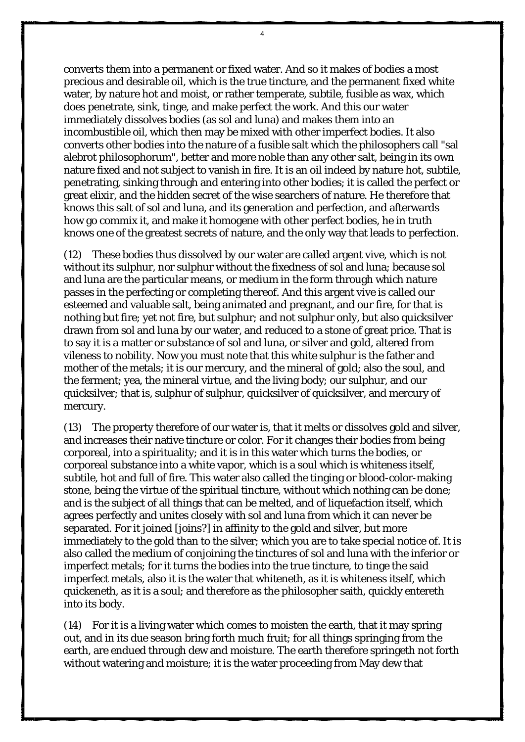converts them into a permanent or fixed water. And so it makes of bodies a most precious and desirable oil, which is the true tincture, and the permanent fixed white water, by nature hot and moist, or rather temperate, subtile, fusible as wax, which does penetrate, sink, tinge, and make perfect the work. And this our water immediately dissolves bodies (as sol and luna) and makes them into an incombustible oil, which then may be mixed with other imperfect bodies. It also converts other bodies into the nature of a fusible salt which the philosophers call "sal alebrot philosophorum", better and more noble than any other salt, being in its own nature fixed and not subject to vanish in fire. It is an oil indeed by nature hot, subtile, penetrating, sinking through and entering into other bodies; it is called the perfect or great elixir, and the hidden secret of the wise searchers of nature. He therefore that knows this salt of sol and luna, and its generation and perfection, and afterwards how go commix it, and make it homogene with other perfect bodies, he in truth knows one of the greatest secrets of nature, and the only way that leads to perfection.

(12) These bodies thus dissolved by our water are called argent vive, which is not without its sulphur, nor sulphur without the fixedness of sol and luna; because sol and luna are the particular means, or medium in the form through which nature passes in the perfecting or completing thereof. And this argent vive is called our esteemed and valuable salt, being animated and pregnant, and our fire, for that is nothing but fire; yet not fire, but sulphur; and not sulphur only, but also quicksilver drawn from sol and luna by our water, and reduced to a stone of great price. That is to say it is a matter or substance of sol and luna, or silver and gold, altered from vileness to nobility. Now you must note that this white sulphur is the father and mother of the metals; it is our mercury, and the mineral of gold; also the soul, and the ferment; yea, the mineral virtue, and the living body; our sulphur, and our quicksilver; that is, sulphur of sulphur, quicksilver of quicksilver, and mercury of mercury.

(13) The property therefore of our water is, that it melts or dissolves gold and silver, and increases their native tincture or color. For it changes their bodies from being corporeal, into a spirituality; and it is in this water which turns the bodies, or corporeal substance into a white vapor, which is a soul which is whiteness itself, subtile, hot and full of fire. This water also called the tinging or blood-color-making stone, being the virtue of the spiritual tincture, without which nothing can be done; and is the subject of all things that can be melted, and of liquefaction itself, which agrees perfectly and unites closely with sol and luna from which it can never be separated. For it joined [joins?] in affinity to the gold and silver, but more immediately to the gold than to the silver; which you are to take special notice of. It is also called the medium of conjoining the tinctures of sol and luna with the inferior or imperfect metals; for it turns the bodies into the true tincture, to tinge the said imperfect metals, also it is the water that whiteneth, as it is whiteness itself, which quickeneth, as it is a soul; and therefore as the philosopher saith, quickly entereth into its body.

(14) For it is a living water which comes to moisten the earth, that it may spring out, and in its due season bring forth much fruit; for all things springing from the earth, are endued through dew and moisture. The earth therefore springeth not forth without watering and moisture; it is the water proceeding from May dew that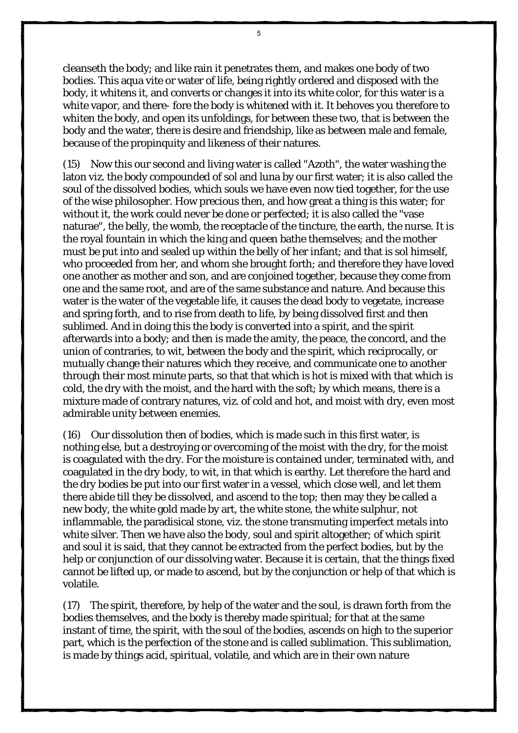cleanseth the body; and like rain it penetrates them, and makes one body of two bodies. This aqua vite or water of life, being rightly ordered and disposed with the body, it whitens it, and converts or changes it into its white color, for this water is a white vapor, and there- fore the body is whitened with it. It behoves you therefore to whiten the body, and open its unfoldings, for between these two, that is between the body and the water, there is desire and friendship, like as between male and female, because of the propinquity and likeness of their natures.

(15) Now this our second and living water is called "Azoth", the water washing the laton viz. the body compounded of sol and luna by our first water; it is also called the soul of the dissolved bodies, which souls we have even now tied together, for the use of the wise philosopher. How precious then, and how great a thing is this water; for without it, the work could never be done or perfected; it is also called the "vase naturae", the belly, the womb, the receptacle of the tincture, the earth, the nurse. It is the royal fountain in which the king and queen bathe themselves; and the mother must be put into and sealed up within the belly of her infant; and that is sol himself, who proceeded from her, and whom she brought forth; and therefore they have loved one another as mother and son, and are conjoined together, because they come from one and the same root, and are of the same substance and nature. And because this water is the water of the vegetable life, it causes the dead body to vegetate, increase and spring forth, and to rise from death to life, by being dissolved first and then sublimed. And in doing this the body is converted into a spirit, and the spirit afterwards into a body; and then is made the amity, the peace, the concord, and the union of contraries, to wit, between the body and the spirit, which reciprocally, or mutually change their natures which they receive, and communicate one to another through their most minute parts, so that that which is hot is mixed with that which is cold, the dry with the moist, and the hard with the soft; by which means, there is a mixture made of contrary natures, viz. of cold and hot, and moist with dry, even most admirable unity between enemies.

(16) Our dissolution then of bodies, which is made such in this first water, is nothing else, but a destroying or overcoming of the moist with the dry, for the moist is coagulated with the dry. For the moisture is contained under, terminated with, and coagulated in the dry body, to wit, in that which is earthy. Let therefore the hard and the dry bodies be put into our first water in a vessel, which close well, and let them there abide till they be dissolved, and ascend to the top; then may they be called a new body, the white gold made by art, the white stone, the white sulphur, not inflammable, the paradisical stone, viz. the stone transmuting imperfect metals into white silver. Then we have also the body, soul and spirit altogether; of which spirit and soul it is said, that they cannot be extracted from the perfect bodies, but by the help or conjunction of our dissolving water. Because it is certain, that the things fixed cannot be lifted up, or made to ascend, but by the conjunction or help of that which is volatile.

(17) The spirit, therefore, by help of the water and the soul, is drawn forth from the bodies themselves, and the body is thereby made spiritual; for that at the same instant of time, the spirit, with the soul of the bodies, ascends on high to the superior part, which is the perfection of the stone and is called sublimation. This sublimation, is made by things acid, spiritual, volatile, and which are in their own nature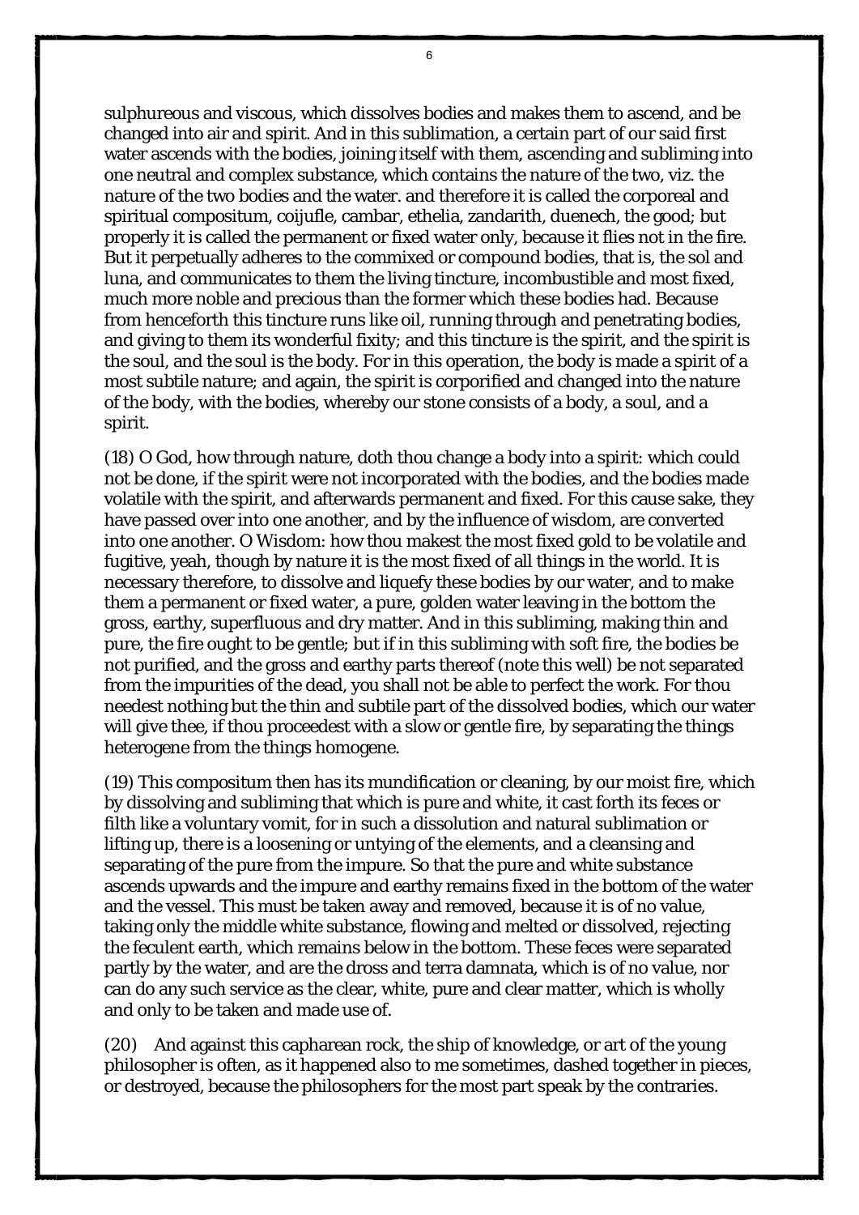sulphureous and viscous, which dissolves bodies and makes them to ascend, and be changed into air and spirit. And in this sublimation, a certain part of our said first water ascends with the bodies, joining itself with them, ascending and subliming into one neutral and complex substance, which contains the nature of the two, viz. the nature of the two bodies and the water. and therefore it is called the corporeal and spiritual compositum, coijufle, cambar, ethelia, zandarith, duenech, the good; but properly it is called the permanent or fixed water only, because it flies not in the fire. But it perpetually adheres to the commixed or compound bodies, that is, the sol and luna, and communicates to them the living tincture, incombustible and most fixed, much more noble and precious than the former which these bodies had. Because from henceforth this tincture runs like oil, running through and penetrating bodies, and giving to them its wonderful fixity; and this tincture is the spirit, and the spirit is the soul, and the soul is the body. For in this operation, the body is made a spirit of a most subtile nature; and again, the spirit is corporified and changed into the nature of the body, with the bodies, whereby our stone consists of a body, a soul, and a spirit.

(18) O God, how through nature, doth thou change a body into a spirit: which could not be done, if the spirit were not incorporated with the bodies, and the bodies made volatile with the spirit, and afterwards permanent and fixed. For this cause sake, they have passed over into one another, and by the influence of wisdom, are converted into one another. O Wisdom: how thou makest the most fixed gold to be volatile and fugitive, yeah, though by nature it is the most fixed of all things in the world. It is necessary therefore, to dissolve and liquefy these bodies by our water, and to make them a permanent or fixed water, a pure, golden water leaving in the bottom the gross, earthy, superfluous and dry matter. And in this subliming, making thin and pure, the fire ought to be gentle; but if in this subliming with soft fire, the bodies be not purified, and the gross and earthy parts thereof (note this well) be not separated from the impurities of the dead, you shall not be able to perfect the work. For thou needest nothing but the thin and subtile part of the dissolved bodies, which our water will give thee, if thou proceedest with a slow or gentle fire, by separating the things heterogene from the things homogene.

(19) This compositum then has its mundification or cleaning, by our moist fire, which by dissolving and subliming that which is pure and white, it cast forth its feces or filth like a voluntary vomit, for in such a dissolution and natural sublimation or lifting up, there is a loosening or untying of the elements, and a cleansing and separating of the pure from the impure. So that the pure and white substance ascends upwards and the impure and earthy remains fixed in the bottom of the water and the vessel. This must be taken away and removed, because it is of no value, taking only the middle white substance, flowing and melted or dissolved, rejecting the feculent earth, which remains below in the bottom. These feces were separated partly by the water, and are the dross and terra damnata, which is of no value, nor can do any such service as the clear, white, pure and clear matter, which is wholly and only to be taken and made use of.

(20) And against this capharean rock, the ship of knowledge, or art of the young philosopher is often, as it happened also to me sometimes, dashed together in pieces, or destroyed, because the philosophers for the most part speak by the contraries.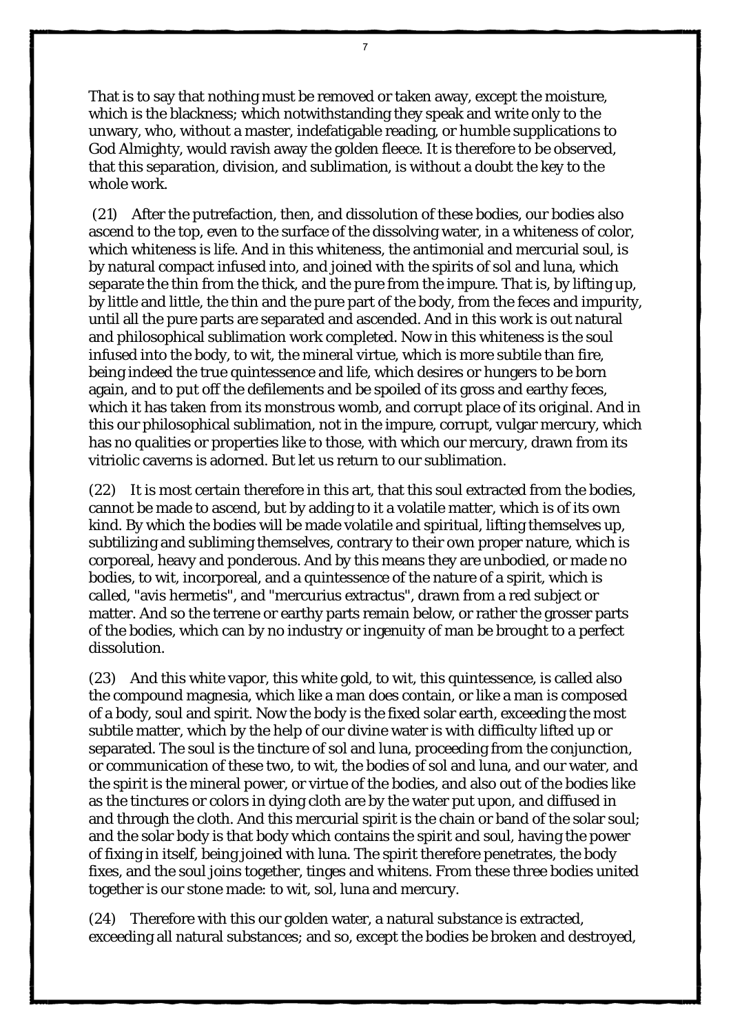That is to say that nothing must be removed or taken away, except the moisture, which is the blackness; which notwithstanding they speak and write only to the unwary, who, without a master, indefatigable reading, or humble supplications to God Almighty, would ravish away the golden fleece. It is therefore to be observed, that this separation, division, and sublimation, is without a doubt the key to the whole work.

(21) After the putrefaction, then, and dissolution of these bodies, our bodies also ascend to the top, even to the surface of the dissolving water, in a whiteness of color, which whiteness is life. And in this whiteness, the antimonial and mercurial soul, is by natural compact infused into, and joined with the spirits of sol and luna, which separate the thin from the thick, and the pure from the impure. That is, by lifting up, by little and little, the thin and the pure part of the body, from the feces and impurity, until all the pure parts are separated and ascended. And in this work is out natural and philosophical sublimation work completed. Now in this whiteness is the soul infused into the body, to wit, the mineral virtue, which is more subtile than fire, being indeed the true quintessence and life, which desires or hungers to be born again, and to put off the defilements and be spoiled of its gross and earthy feces, which it has taken from its monstrous womb, and corrupt place of its original. And in this our philosophical sublimation, not in the impure, corrupt, vulgar mercury, which has no qualities or properties like to those, with which our mercury, drawn from its vitriolic caverns is adorned. But let us return to our sublimation.

(22) It is most certain therefore in this art, that this soul extracted from the bodies, cannot be made to ascend, but by adding to it a volatile matter, which is of its own kind. By which the bodies will be made volatile and spiritual, lifting themselves up, subtilizing and subliming themselves, contrary to their own proper nature, which is corporeal, heavy and ponderous. And by this means they are unbodied, or made no bodies, to wit, incorporeal, and a quintessence of the nature of a spirit, which is called, "avis hermetis", and "mercurius extractus", drawn from a red subject or matter. And so the terrene or earthy parts remain below, or rather the grosser parts of the bodies, which can by no industry or ingenuity of man be brought to a perfect dissolution.

(23) And this white vapor, this white gold, to wit, this quintessence, is called also the compound magnesia, which like a man does contain, or like a man is composed of a body, soul and spirit. Now the body is the fixed solar earth, exceeding the most subtile matter, which by the help of our divine water is with difficulty lifted up or separated. The soul is the tincture of sol and luna, proceeding from the conjunction, or communication of these two, to wit, the bodies of sol and luna, and our water, and the spirit is the mineral power, or virtue of the bodies, and also out of the bodies like as the tinctures or colors in dying cloth are by the water put upon, and diffused in and through the cloth. And this mercurial spirit is the chain or band of the solar soul; and the solar body is that body which contains the spirit and soul, having the power of fixing in itself, being joined with luna. The spirit therefore penetrates, the body fixes, and the soul joins together, tinges and whitens. From these three bodies united together is our stone made: to wit, sol, luna and mercury.

(24) Therefore with this our golden water, a natural substance is extracted, exceeding all natural substances; and so, except the bodies be broken and destroyed,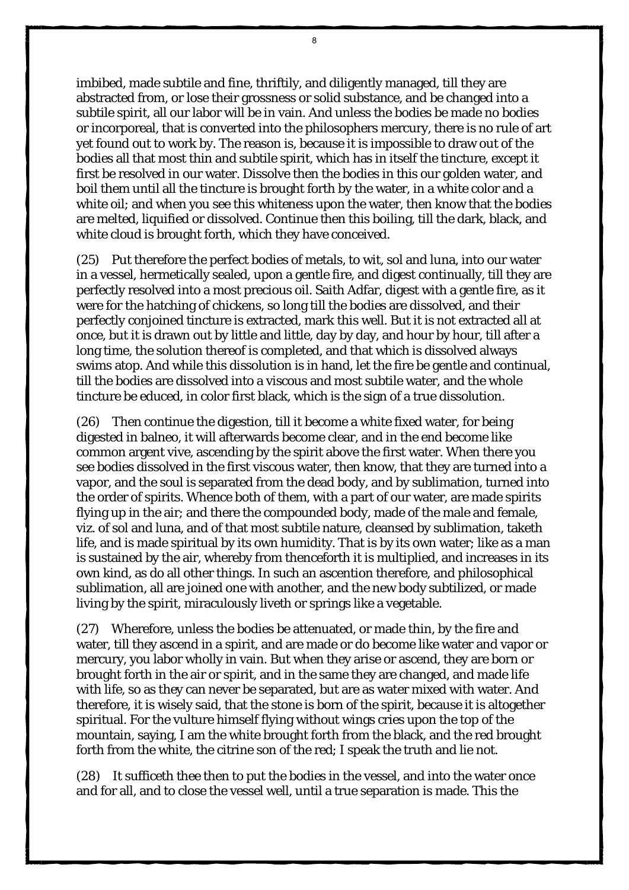imbibed, made subtile and fine, thriftily, and diligently managed, till they are abstracted from, or lose their grossness or solid substance, and be changed into a subtile spirit, all our labor will be in vain. And unless the bodies be made no bodies or incorporeal, that is converted into the philosophers mercury, there is no rule of art yet found out to work by. The reason is, because it is impossible to draw out of the bodies all that most thin and subtile spirit, which has in itself the tincture, except it first be resolved in our water. Dissolve then the bodies in this our golden water, and boil them until all the tincture is brought forth by the water, in a white color and a white oil; and when you see this whiteness upon the water, then know that the bodies are melted, liquified or dissolved. Continue then this boiling, till the dark, black, and white cloud is brought forth, which they have conceived.

(25) Put therefore the perfect bodies of metals, to wit, sol and luna, into our water in a vessel, hermetically sealed, upon a gentle fire, and digest continually, till they are perfectly resolved into a most precious oil. Saith Adfar, digest with a gentle fire, as it were for the hatching of chickens, so long till the bodies are dissolved, and their perfectly conjoined tincture is extracted, mark this well. But it is not extracted all at once, but it is drawn out by little and little, day by day, and hour by hour, till after a long time, the solution thereof is completed, and that which is dissolved always swims atop. And while this dissolution is in hand, let the fire be gentle and continual, till the bodies are dissolved into a viscous and most subtile water, and the whole tincture be educed, in color first black, which is the sign of a true dissolution.

(26) Then continue the digestion, till it become a white fixed water, for being digested in balneo, it will afterwards become clear, and in the end become like common argent vive, ascending by the spirit above the first water. When there you see bodies dissolved in the first viscous water, then know, that they are turned into a vapor, and the soul is separated from the dead body, and by sublimation, turned into the order of spirits. Whence both of them, with a part of our water, are made spirits flying up in the air; and there the compounded body, made of the male and female, viz. of sol and luna, and of that most subtile nature, cleansed by sublimation, taketh life, and is made spiritual by its own humidity. That is by its own water; like as a man is sustained by the air, whereby from thenceforth it is multiplied, and increases in its own kind, as do all other things. In such an ascention therefore, and philosophical sublimation, all are joined one with another, and the new body subtilized, or made living by the spirit, miraculously liveth or springs like a vegetable.

(27) Wherefore, unless the bodies be attenuated, or made thin, by the fire and water, till they ascend in a spirit, and are made or do become like water and vapor or mercury, you labor wholly in vain. But when they arise or ascend, they are born or brought forth in the air or spirit, and in the same they are changed, and made life with life, so as they can never be separated, but are as water mixed with water. And therefore, it is wisely said, that the stone is born of the spirit, because it is altogether spiritual. For the vulture himself flying without wings cries upon the top of the mountain, saying, I am the white brought forth from the black, and the red brought forth from the white, the citrine son of the red; I speak the truth and lie not.

(28) It sufficeth thee then to put the bodies in the vessel, and into the water once and for all, and to close the vessel well, until a true separation is made. This the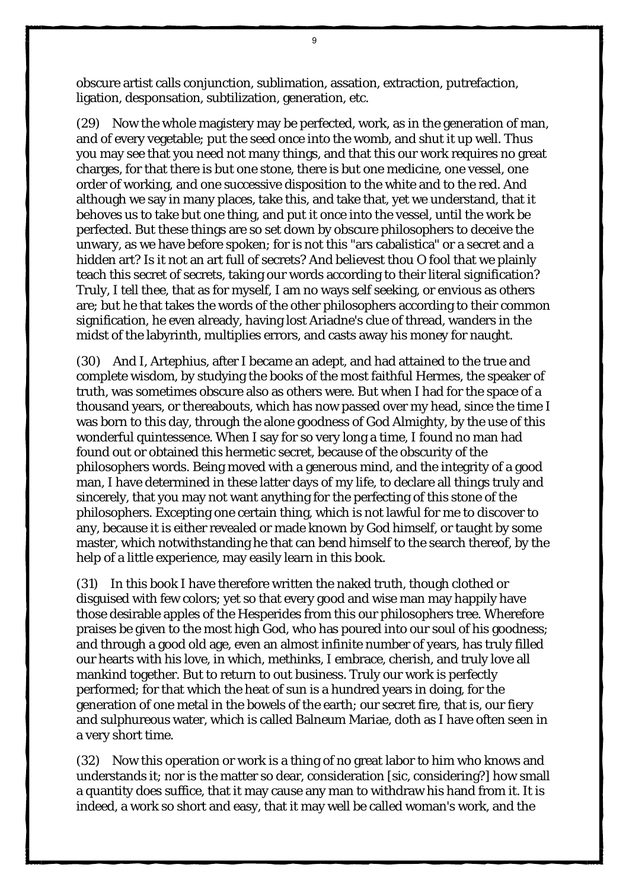obscure artist calls conjunction, sublimation, assation, extraction, putrefaction, ligation, desponsation, subtilization, generation, etc.

(29) Now the whole magistery may be perfected, work, as in the generation of man, and of every vegetable; put the seed once into the womb, and shut it up well. Thus you may see that you need not many things, and that this our work requires no great charges, for that there is but one stone, there is but one medicine, one vessel, one order of working, and one successive disposition to the white and to the red. And although we say in many places, take this, and take that, yet we understand, that it behoves us to take but one thing, and put it once into the vessel, until the work be perfected. But these things are so set down by obscure philosophers to deceive the unwary, as we have before spoken; for is not this "ars cabalistica" or a secret and a hidden art? Is it not an art full of secrets? And believest thou O fool that we plainly teach this secret of secrets, taking our words according to their literal signification? Truly, I tell thee, that as for myself, I am no ways self seeking, or envious as others are; but he that takes the words of the other philosophers according to their common signification, he even already, having lost Ariadne's clue of thread, wanders in the midst of the labyrinth, multiplies errors, and casts away his money for naught.

(30) And I, Artephius, after I became an adept, and had attained to the true and complete wisdom, by studying the books of the most faithful Hermes, the speaker of truth, was sometimes obscure also as others were. But when I had for the space of a thousand years, or thereabouts, which has now passed over my head, since the time I was born to this day, through the alone goodness of God Almighty, by the use of this wonderful quintessence. When I say for so very long a time, I found no man had found out or obtained this hermetic secret, because of the obscurity of the philosophers words. Being moved with a generous mind, and the integrity of a good man, I have determined in these latter days of my life, to declare all things truly and sincerely, that you may not want anything for the perfecting of this stone of the philosophers. Excepting one certain thing, which is not lawful for me to discover to any, because it is either revealed or made known by God himself, or taught by some master, which notwithstanding he that can bend himself to the search thereof, by the help of a little experience, may easily learn in this book.

(31) In this book I have therefore written the naked truth, though clothed or disguised with few colors; yet so that every good and wise man may happily have those desirable apples of the Hesperides from this our philosophers tree. Wherefore praises be given to the most high God, who has poured into our soul of his goodness; and through a good old age, even an almost infinite number of years, has truly filled our hearts with his love, in which, methinks, I embrace, cherish, and truly love all mankind together. But to return to out business. Truly our work is perfectly performed; for that which the heat of sun is a hundred years in doing, for the generation of one metal in the bowels of the earth; our secret fire, that is, our fiery and sulphureous water, which is called Balneum Mariae, doth as I have often seen in a very short time.

(32) Now this operation or work is a thing of no great labor to him who knows and understands it; nor is the matter so dear, consideration [sic, considering?] how small a quantity does suffice, that it may cause any man to withdraw his hand from it. It is indeed, a work so short and easy, that it may well be called woman's work, and the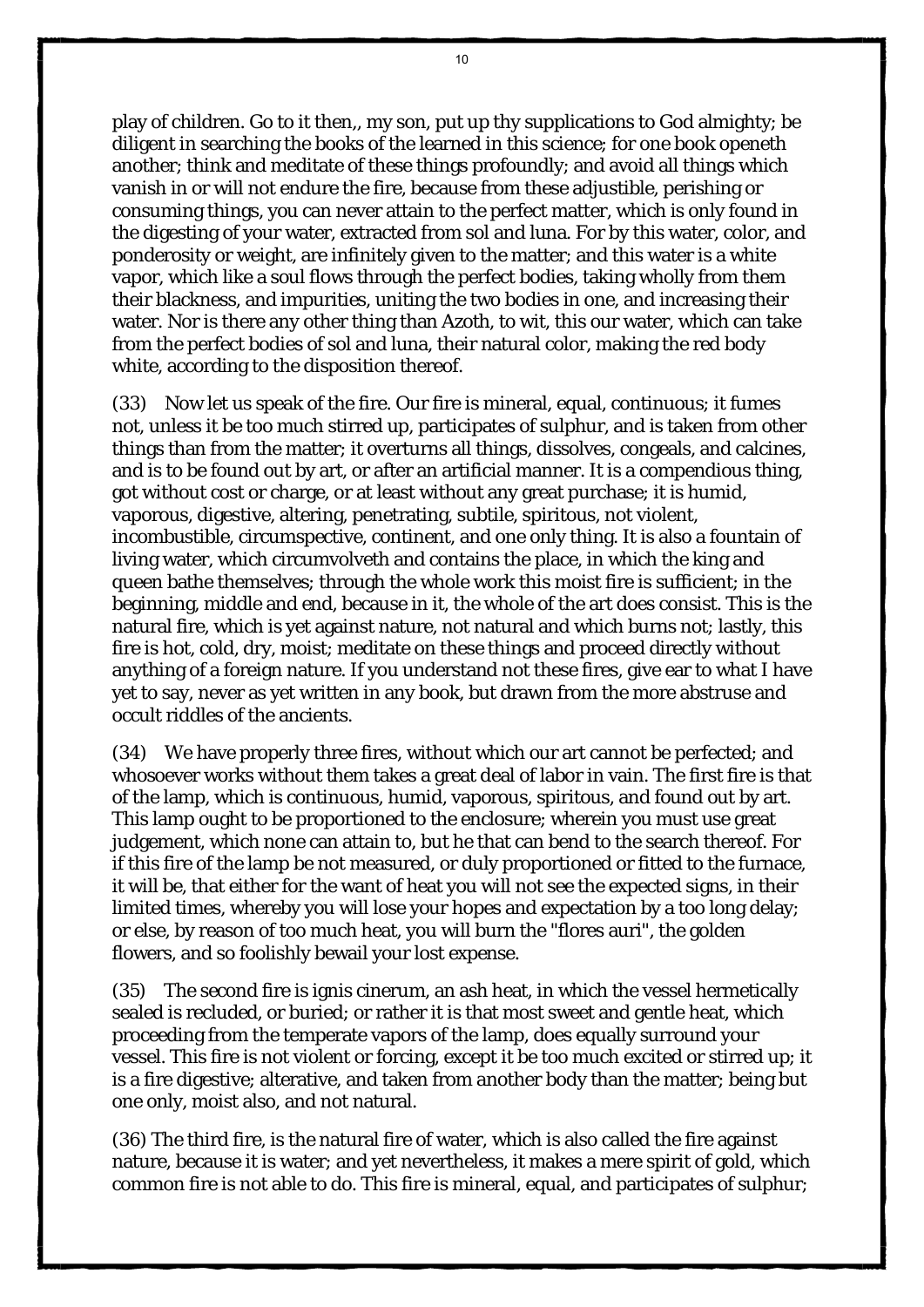play of children. Go to it then,, my son, put up thy supplications to God almighty; be diligent in searching the books of the learned in this science; for one book openeth another; think and meditate of these things profoundly; and avoid all things which vanish in or will not endure the fire, because from these adjustible, perishing or consuming things, you can never attain to the perfect matter, which is only found in the digesting of your water, extracted from sol and luna. For by this water, color, and ponderosity or weight, are infinitely given to the matter; and this water is a white vapor, which like a soul flows through the perfect bodies, taking wholly from them their blackness, and impurities, uniting the two bodies in one, and increasing their water. Nor is there any other thing than Azoth, to wit, this our water, which can take from the perfect bodies of sol and luna, their natural color, making the red body white, according to the disposition thereof.

(33) Now let us speak of the fire. Our fire is mineral, equal, continuous; it fumes not, unless it be too much stirred up, participates of sulphur, and is taken from other things than from the matter; it overturns all things, dissolves, congeals, and calcines, and is to be found out by art, or after an artificial manner. It is a compendious thing, got without cost or charge, or at least without any great purchase; it is humid, vaporous, digestive, altering, penetrating, subtile, spiritous, not violent, incombustible, circumspective, continent, and one only thing. It is also a fountain of living water, which circumvolveth and contains the place, in which the king and queen bathe themselves; through the whole work this moist fire is sufficient; in the beginning, middle and end, because in it, the whole of the art does consist. This is the natural fire, which is yet against nature, not natural and which burns not; lastly, this fire is hot, cold, dry, moist; meditate on these things and proceed directly without anything of a foreign nature. If you understand not these fires, give ear to what I have yet to say, never as yet written in any book, but drawn from the more abstruse and occult riddles of the ancients.

(34) We have properly three fires, without which our art cannot be perfected; and whosoever works without them takes a great deal of labor in vain. The first fire is that of the lamp, which is continuous, humid, vaporous, spiritous, and found out by art. This lamp ought to be proportioned to the enclosure; wherein you must use great judgement, which none can attain to, but he that can bend to the search thereof. For if this fire of the lamp be not measured, or duly proportioned or fitted to the furnace, it will be, that either for the want of heat you will not see the expected signs, in their limited times, whereby you will lose your hopes and expectation by a too long delay; or else, by reason of too much heat, you will burn the "flores auri", the golden flowers, and so foolishly bewail your lost expense.

(35) The second fire is ignis cinerum, an ash heat, in which the vessel hermetically sealed is recluded, or buried; or rather it is that most sweet and gentle heat, which proceeding from the temperate vapors of the lamp, does equally surround your vessel. This fire is not violent or forcing, except it be too much excited or stirred up; it is a fire digestive; alterative, and taken from another body than the matter; being but one only, moist also, and not natural.

(36) The third fire, is the natural fire of water, which is also called the fire against nature, because it is water; and yet nevertheless, it makes a mere spirit of gold, which common fire is not able to do. This fire is mineral, equal, and participates of sulphur;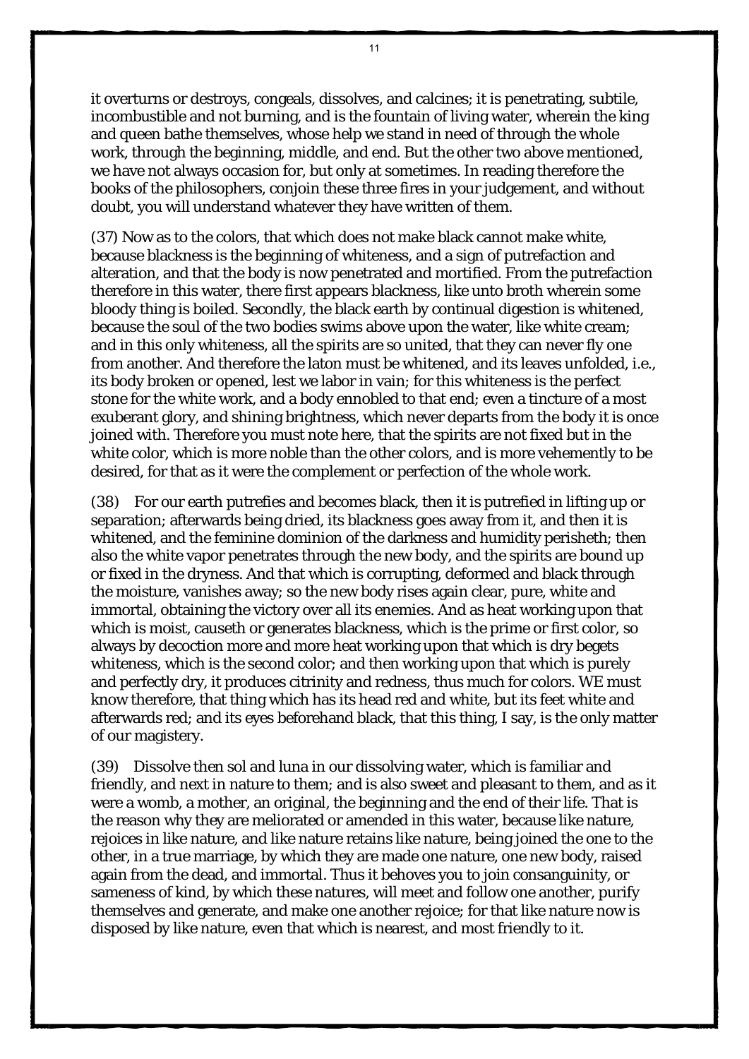it overturns or destroys, congeals, dissolves, and calcines; it is penetrating, subtile, incombustible and not burning, and is the fountain of living water, wherein the king and queen bathe themselves, whose help we stand in need of through the whole work, through the beginning, middle, and end. But the other two above mentioned, we have not always occasion for, but only at sometimes. In reading therefore the books of the philosophers, conjoin these three fires in your judgement, and without doubt, you will understand whatever they have written of them.

(37) Now as to the colors, that which does not make black cannot make white, because blackness is the beginning of whiteness, and a sign of putrefaction and alteration, and that the body is now penetrated and mortified. From the putrefaction therefore in this water, there first appears blackness, like unto broth wherein some bloody thing is boiled. Secondly, the black earth by continual digestion is whitened, because the soul of the two bodies swims above upon the water, like white cream; and in this only whiteness, all the spirits are so united, that they can never fly one from another. And therefore the laton must be whitened, and its leaves unfolded, i.e., its body broken or opened, lest we labor in vain; for this whiteness is the perfect stone for the white work, and a body ennobled to that end; even a tincture of a most exuberant glory, and shining brightness, which never departs from the body it is once joined with. Therefore you must note here, that the spirits are not fixed but in the white color, which is more noble than the other colors, and is more vehemently to be desired, for that as it were the complement or perfection of the whole work.

(38) For our earth putrefies and becomes black, then it is putrefied in lifting up or separation; afterwards being dried, its blackness goes away from it, and then it is whitened, and the feminine dominion of the darkness and humidity perisheth; then also the white vapor penetrates through the new body, and the spirits are bound up or fixed in the dryness. And that which is corrupting, deformed and black through the moisture, vanishes away; so the new body rises again clear, pure, white and immortal, obtaining the victory over all its enemies. And as heat working upon that which is moist, causeth or generates blackness, which is the prime or first color, so always by decoction more and more heat working upon that which is dry begets whiteness, which is the second color; and then working upon that which is purely and perfectly dry, it produces citrinity and redness, thus much for colors. WE must know therefore, that thing which has its head red and white, but its feet white and afterwards red; and its eyes beforehand black, that this thing, I say, is the only matter of our magistery.

(39) Dissolve then sol and luna in our dissolving water, which is familiar and friendly, and next in nature to them; and is also sweet and pleasant to them, and as it were a womb, a mother, an original, the beginning and the end of their life. That is the reason why they are meliorated or amended in this water, because like nature, rejoices in like nature, and like nature retains like nature, being joined the one to the other, in a true marriage, by which they are made one nature, one new body, raised again from the dead, and immortal. Thus it behoves you to join consanguinity, or sameness of kind, by which these natures, will meet and follow one another, purify themselves and generate, and make one another rejoice; for that like nature now is disposed by like nature, even that which is nearest, and most friendly to it.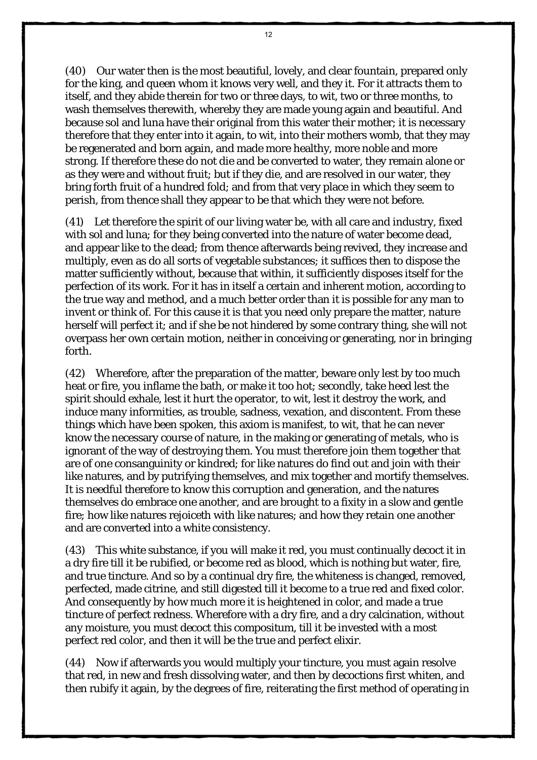(40) Our water then is the most beautiful, lovely, and clear fountain, prepared only for the king, and queen whom it knows very well, and they it. For it attracts them to itself, and they abide therein for two or three days, to wit, two or three months, to wash themselves therewith, whereby they are made young again and beautiful. And because sol and luna have their original from this water their mother; it is necessary therefore that they enter into it again, to wit, into their mothers womb, that they may be regenerated and born again, and made more healthy, more noble and more strong. If therefore these do not die and be converted to water, they remain alone or as they were and without fruit; but if they die, and are resolved in our water, they bring forth fruit of a hundred fold; and from that very place in which they seem to perish, from thence shall they appear to be that which they were not before.

(41) Let therefore the spirit of our living water be, with all care and industry, fixed with sol and luna; for they being converted into the nature of water become dead, and appear like to the dead; from thence afterwards being revived, they increase and multiply, even as do all sorts of vegetable substances; it suffices then to dispose the matter sufficiently without, because that within, it sufficiently disposes itself for the perfection of its work. For it has in itself a certain and inherent motion, according to the true way and method, and a much better order than it is possible for any man to invent or think of. For this cause it is that you need only prepare the matter, nature herself will perfect it; and if she be not hindered by some contrary thing, she will not overpass her own certain motion, neither in conceiving or generating, nor in bringing forth.

(42) Wherefore, after the preparation of the matter, beware only lest by too much heat or fire, you inflame the bath, or make it too hot; secondly, take heed lest the spirit should exhale, lest it hurt the operator, to wit, lest it destroy the work, and induce many informities, as trouble, sadness, vexation, and discontent. From these things which have been spoken, this axiom is manifest, to wit, that he can never know the necessary course of nature, in the making or generating of metals, who is ignorant of the way of destroying them. You must therefore join them together that are of one consanguinity or kindred; for like natures do find out and join with their like natures, and by putrifying themselves, and mix together and mortify themselves. It is needful therefore to know this corruption and generation, and the natures themselves do embrace one another, and are brought to a fixity in a slow and gentle fire; how like natures rejoiceth with like natures; and how they retain one another and are converted into a white consistency.

(43) This white substance, if you will make it red, you must continually decoct it in a dry fire till it be rubified, or become red as blood, which is nothing but water, fire, and true tincture. And so by a continual dry fire, the whiteness is changed, removed, perfected, made citrine, and still digested till it become to a true red and fixed color. And consequently by how much more it is heightened in color, and made a true tincture of perfect redness. Wherefore with a dry fire, and a dry calcination, without any moisture, you must decoct this compositum, till it be invested with a most perfect red color, and then it will be the true and perfect elixir.

(44) Now if afterwards you would multiply your tincture, you must again resolve that red, in new and fresh dissolving water, and then by decoctions first whiten, and then rubify it again, by the degrees of fire, reiterating the first method of operating in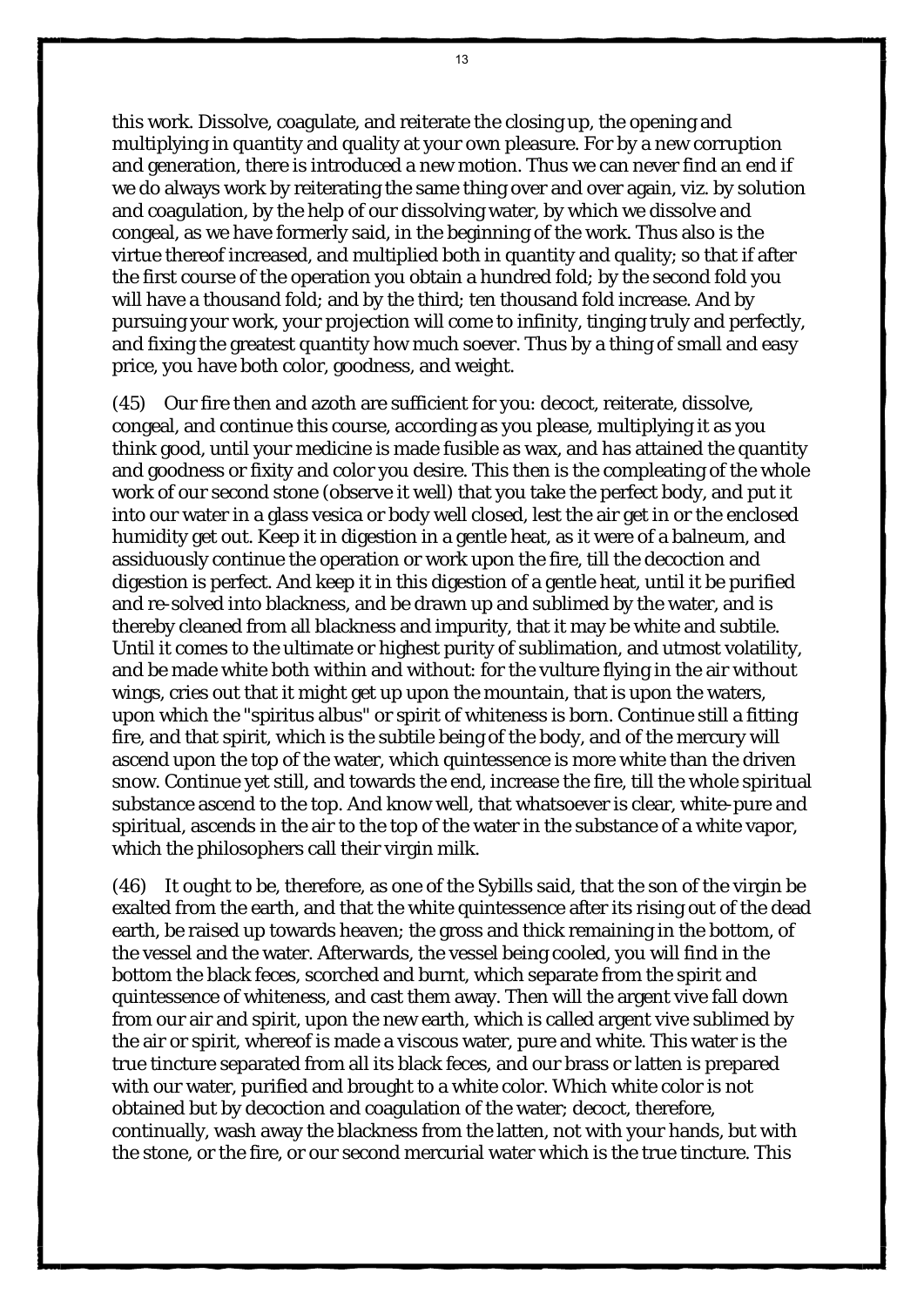this work. Dissolve, coagulate, and reiterate the closing up, the opening and multiplying in quantity and quality at your own pleasure. For by a new corruption and generation, there is introduced a new motion. Thus we can never find an end if we do always work by reiterating the same thing over and over again, viz. by solution and coagulation, by the help of our dissolving water, by which we dissolve and congeal, as we have formerly said, in the beginning of the work. Thus also is the virtue thereof increased, and multiplied both in quantity and quality; so that if after the first course of the operation you obtain a hundred fold; by the second fold you will have a thousand fold; and by the third; ten thousand fold increase. And by pursuing your work, your projection will come to infinity, tinging truly and perfectly, and fixing the greatest quantity how much soever. Thus by a thing of small and easy price, you have both color, goodness, and weight.

(45) Our fire then and azoth are sufficient for you: decoct, reiterate, dissolve, congeal, and continue this course, according as you please, multiplying it as you think good, until your medicine is made fusible as wax, and has attained the quantity and goodness or fixity and color you desire. This then is the compleating of the whole work of our second stone (observe it well) that you take the perfect body, and put it into our water in a glass vesica or body well closed, lest the air get in or the enclosed humidity get out. Keep it in digestion in a gentle heat, as it were of a balneum, and assiduously continue the operation or work upon the fire, till the decoction and digestion is perfect. And keep it in this digestion of a gentle heat, until it be purified and re-solved into blackness, and be drawn up and sublimed by the water, and is thereby cleaned from all blackness and impurity, that it may be white and subtile. Until it comes to the ultimate or highest purity of sublimation, and utmost volatility, and be made white both within and without: for the vulture flying in the air without wings, cries out that it might get up upon the mountain, that is upon the waters, upon which the "spiritus albus" or spirit of whiteness is born. Continue still a fitting fire, and that spirit, which is the subtile being of the body, and of the mercury will ascend upon the top of the water, which quintessence is more white than the driven snow. Continue yet still, and towards the end, increase the fire, till the whole spiritual substance ascend to the top. And know well, that whatsoever is clear, white-pure and spiritual, ascends in the air to the top of the water in the substance of a white vapor, which the philosophers call their virgin milk.

(46) It ought to be, therefore, as one of the Sybills said, that the son of the virgin be exalted from the earth, and that the white quintessence after its rising out of the dead earth, be raised up towards heaven; the gross and thick remaining in the bottom, of the vessel and the water. Afterwards, the vessel being cooled, you will find in the bottom the black feces, scorched and burnt, which separate from the spirit and quintessence of whiteness, and cast them away. Then will the argent vive fall down from our air and spirit, upon the new earth, which is called argent vive sublimed by the air or spirit, whereof is made a viscous water, pure and white. This water is the true tincture separated from all its black feces, and our brass or latten is prepared with our water, purified and brought to a white color. Which white color is not obtained but by decoction and coagulation of the water; decoct, therefore, continually, wash away the blackness from the latten, not with your hands, but with the stone, or the fire, or our second mercurial water which is the true tincture. This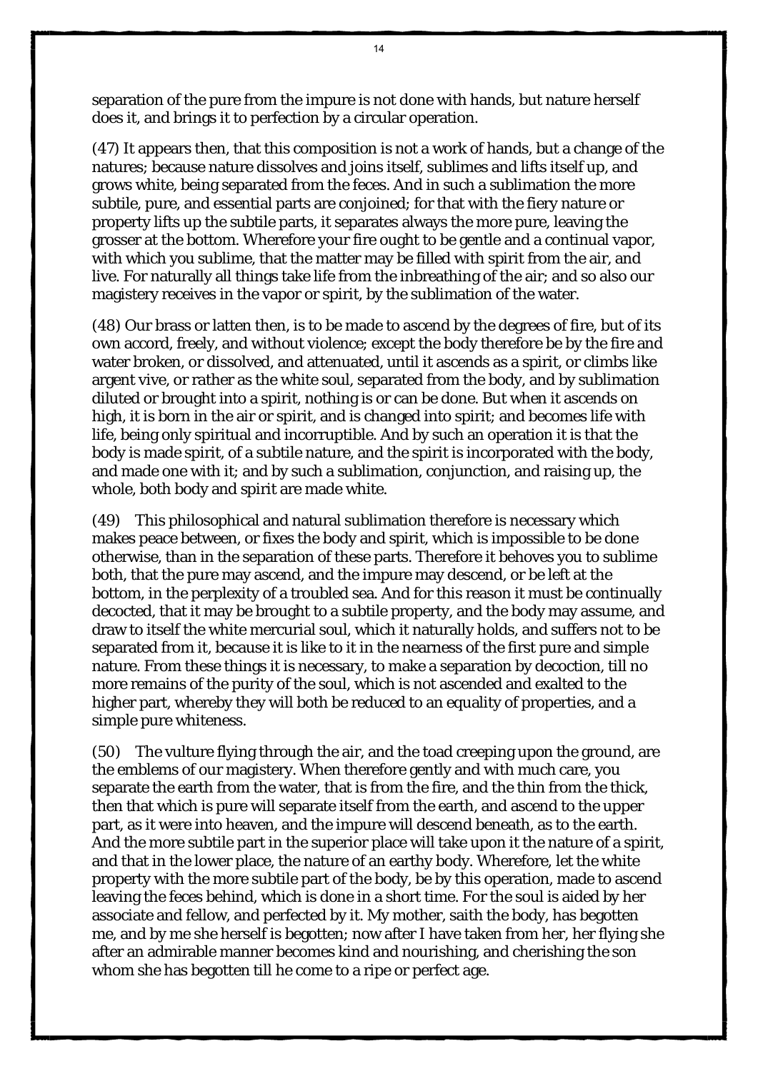separation of the pure from the impure is not done with hands, but nature herself does it, and brings it to perfection by a circular operation.

(47) It appears then, that this composition is not a work of hands, but a change of the natures; because nature dissolves and joins itself, sublimes and lifts itself up, and grows white, being separated from the feces. And in such a sublimation the more subtile, pure, and essential parts are conjoined; for that with the fiery nature or property lifts up the subtile parts, it separates always the more pure, leaving the grosser at the bottom. Wherefore your fire ought to be gentle and a continual vapor, with which you sublime, that the matter may be filled with spirit from the air, and live. For naturally all things take life from the inbreathing of the air; and so also our magistery receives in the vapor or spirit, by the sublimation of the water.

(48) Our brass or latten then, is to be made to ascend by the degrees of fire, but of its own accord, freely, and without violence; except the body therefore be by the fire and water broken, or dissolved, and attenuated, until it ascends as a spirit, or climbs like argent vive, or rather as the white soul, separated from the body, and by sublimation diluted or brought into a spirit, nothing is or can be done. But when it ascends on high, it is born in the air or spirit, and is changed into spirit; and becomes life with life, being only spiritual and incorruptible. And by such an operation it is that the body is made spirit, of a subtile nature, and the spirit is incorporated with the body, and made one with it; and by such a sublimation, conjunction, and raising up, the whole, both body and spirit are made white.

(49) This philosophical and natural sublimation therefore is necessary which makes peace between, or fixes the body and spirit, which is impossible to be done otherwise, than in the separation of these parts. Therefore it behoves you to sublime both, that the pure may ascend, and the impure may descend, or be left at the bottom, in the perplexity of a troubled sea. And for this reason it must be continually decocted, that it may be brought to a subtile property, and the body may assume, and draw to itself the white mercurial soul, which it naturally holds, and suffers not to be separated from it, because it is like to it in the nearness of the first pure and simple nature. From these things it is necessary, to make a separation by decoction, till no more remains of the purity of the soul, which is not ascended and exalted to the higher part, whereby they will both be reduced to an equality of properties, and a simple pure whiteness.

(50) The vulture flying through the air, and the toad creeping upon the ground, are the emblems of our magistery. When therefore gently and with much care, you separate the earth from the water, that is from the fire, and the thin from the thick, then that which is pure will separate itself from the earth, and ascend to the upper part, as it were into heaven, and the impure will descend beneath, as to the earth. And the more subtile part in the superior place will take upon it the nature of a spirit, and that in the lower place, the nature of an earthy body. Wherefore, let the white property with the more subtile part of the body, be by this operation, made to ascend leaving the feces behind, which is done in a short time. For the soul is aided by her associate and fellow, and perfected by it. My mother, saith the body, has begotten me, and by me she herself is begotten; now after I have taken from her, her flying she after an admirable manner becomes kind and nourishing, and cherishing the son whom she has begotten till he come to a ripe or perfect age.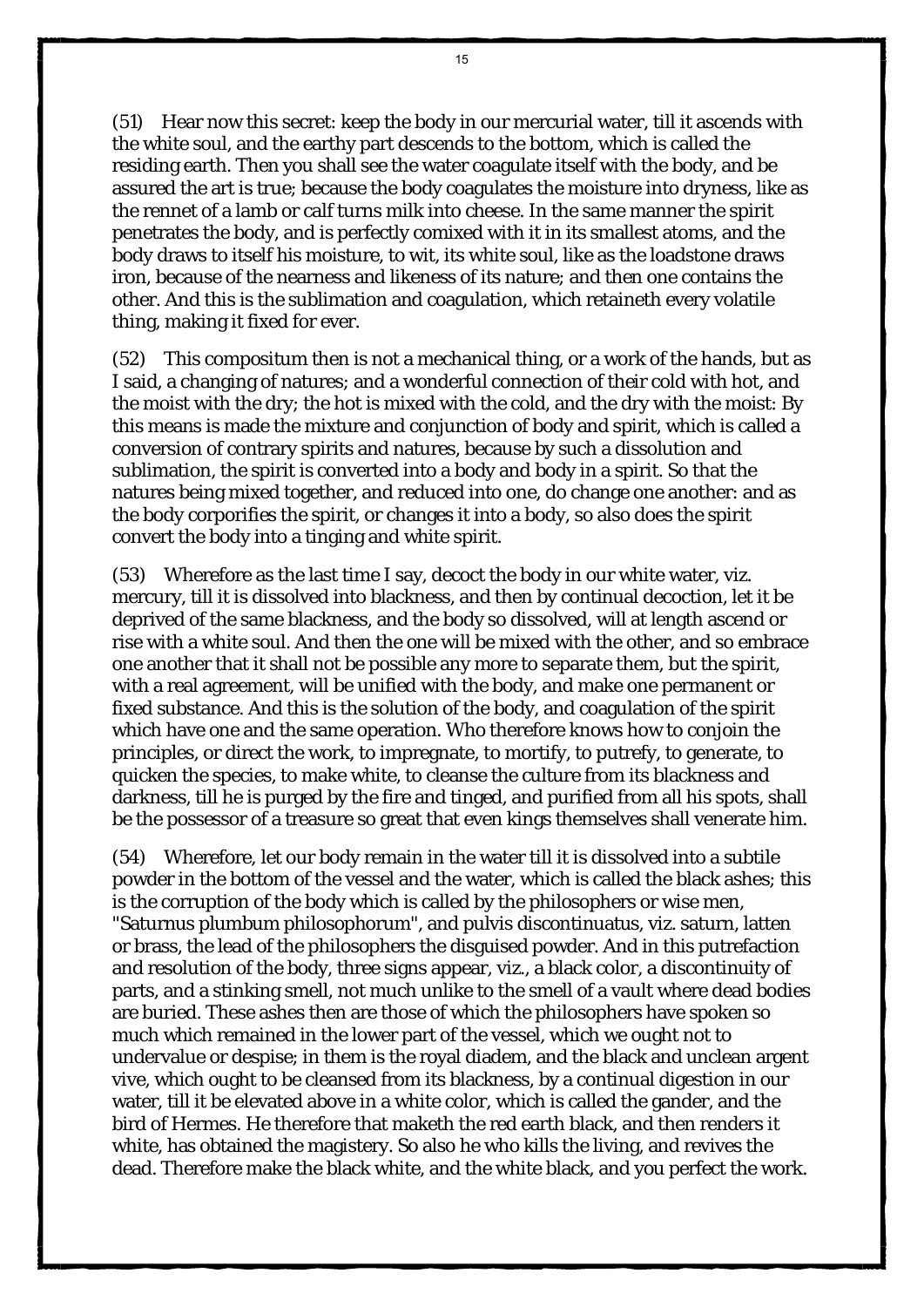(51) Hear now this secret: keep the body in our mercurial water, till it ascends with the white soul, and the earthy part descends to the bottom, which is called the residing earth. Then you shall see the water coagulate itself with the body, and be assured the art is true; because the body coagulates the moisture into dryness, like as the rennet of a lamb or calf turns milk into cheese. In the same manner the spirit penetrates the body, and is perfectly comixed with it in its smallest atoms, and the body draws to itself his moisture, to wit, its white soul, like as the loadstone draws iron, because of the nearness and likeness of its nature; and then one contains the other. And this is the sublimation and coagulation, which retaineth every volatile thing, making it fixed for ever.

(52) This compositum then is not a mechanical thing, or a work of the hands, but as I said, a changing of natures; and a wonderful connection of their cold with hot, and the moist with the dry; the hot is mixed with the cold, and the dry with the moist: By this means is made the mixture and conjunction of body and spirit, which is called a conversion of contrary spirits and natures, because by such a dissolution and sublimation, the spirit is converted into a body and body in a spirit. So that the natures being mixed together, and reduced into one, do change one another: and as the body corporifies the spirit, or changes it into a body, so also does the spirit convert the body into a tinging and white spirit.

(53) Wherefore as the last time I say, decoct the body in our white water, viz. mercury, till it is dissolved into blackness, and then by continual decoction, let it be deprived of the same blackness, and the body so dissolved, will at length ascend or rise with a white soul. And then the one will be mixed with the other, and so embrace one another that it shall not be possible any more to separate them, but the spirit, with a real agreement, will be unified with the body, and make one permanent or fixed substance. And this is the solution of the body, and coagulation of the spirit which have one and the same operation. Who therefore knows how to conjoin the principles, or direct the work, to impregnate, to mortify, to putrefy, to generate, to quicken the species, to make white, to cleanse the culture from its blackness and darkness, till he is purged by the fire and tinged, and purified from all his spots, shall be the possessor of a treasure so great that even kings themselves shall venerate him.

(54) Wherefore, let our body remain in the water till it is dissolved into a subtile powder in the bottom of the vessel and the water, which is called the black ashes; this is the corruption of the body which is called by the philosophers or wise men, "Saturnus plumbum philosophorum", and pulvis discontinuatus, viz. saturn, latten or brass, the lead of the philosophers the disguised powder. And in this putrefaction and resolution of the body, three signs appear, viz., a black color, a discontinuity of parts, and a stinking smell, not much unlike to the smell of a vault where dead bodies are buried. These ashes then are those of which the philosophers have spoken so much which remained in the lower part of the vessel, which we ought not to undervalue or despise; in them is the royal diadem, and the black and unclean argent vive, which ought to be cleansed from its blackness, by a continual digestion in our water, till it be elevated above in a white color, which is called the gander, and the bird of Hermes. He therefore that maketh the red earth black, and then renders it white, has obtained the magistery. So also he who kills the living, and revives the dead. Therefore make the black white, and the white black, and you perfect the work.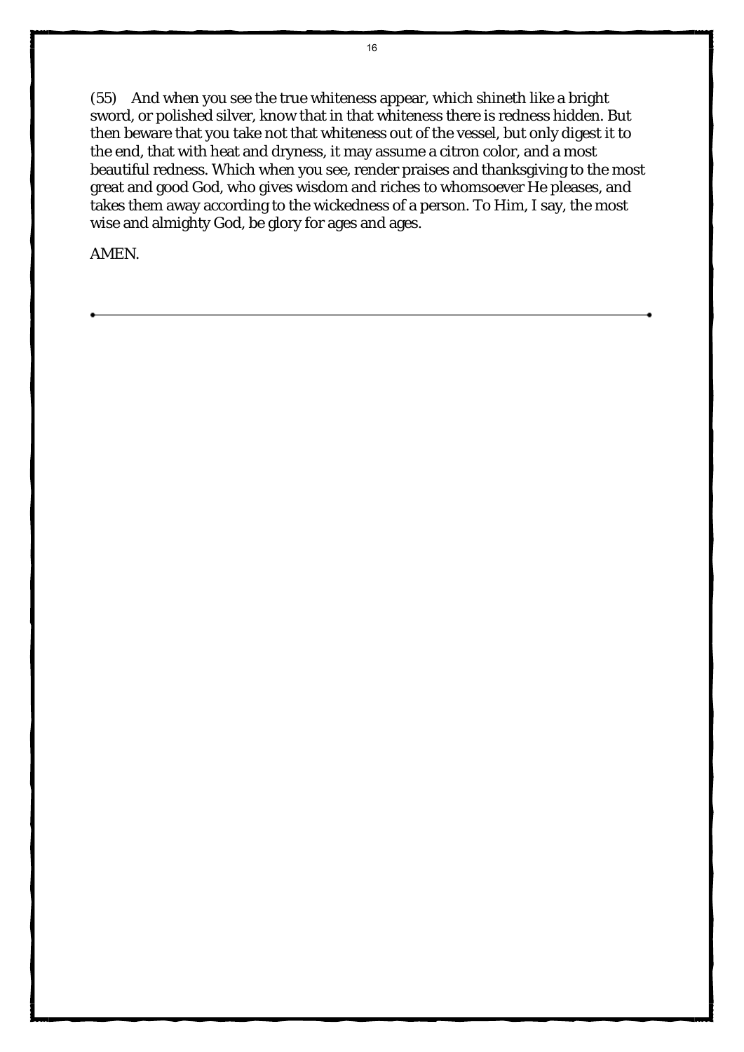(55) And when you see the true whiteness appear, which shineth like a bright sword, or polished silver, know that in that whiteness there is redness hidden. But then beware that you take not that whiteness out of the vessel, but only digest it to the end, that with heat and dryness, it may assume a citron color, and a most beautiful redness. Which when you see, render praises and thanksgiving to the most great and good God, who gives wisdom and riches to whomsoever He pleases, and takes them away according to the wickedness of a person. To Him, I say, the most wise and almighty God, be glory for ages and ages.

AMEN.

---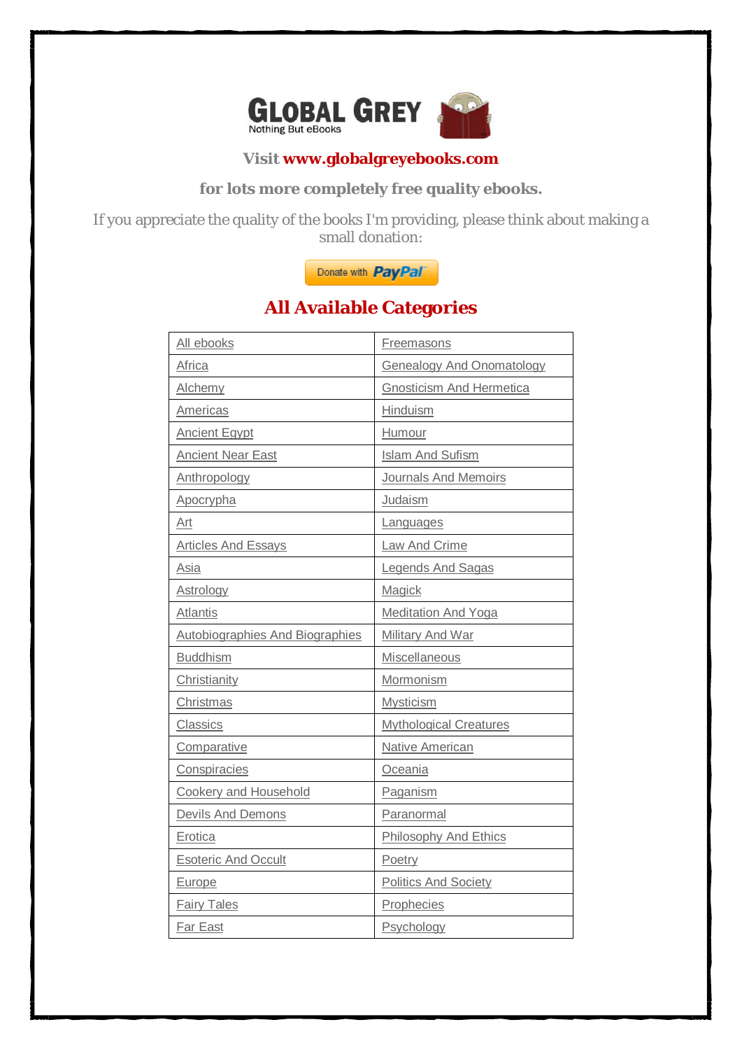GLOBAL GREY
Nothing But eBooks

**Visit www.globalgreyebooks.com**

**for lots more completely free quality ebooks.**

If you appreciate the quality of the books I'm providing, please think about making a small donation:

Donate with PayPal

## All Available Categories

| | |
|---|---|
| All ebooks | Freemasons |
| Africa | Genealogy And Onomatology |
| Alchemy | Gnosticism And Hermetica |
| Americas | Hinduism |
| Ancient Egypt | Humour |
| Ancient Near East | Islam And Sufism |
| Anthropology | Journals And Memoirs |
| Apocrypha | Judaism |
| Art | Languages |
| Articles And Essays | Law And Crime |
| Asia | Legends And Sagas |
| Astrology | Magick |
| Atlantis | Meditation And Yoga |
| Autobiographies And Biographies | Military And War |
| Buddhism | Miscellaneous |
| Christianity | Mormonism |
| Christmas | Mysticism |
| Classics | Mythological Creatures |
| Comparative | Native American |
| Conspiracies | Oceania |
| Cookery and Household | Paganism |
| Devils And Demons | Paranormal |
| Erotica | Philosophy And Ethics |
| Esoteric And Occult | Poetry |
| Europe | Politics And Society |
| Fairy Tales | Prophecies |
| Far East | Psychology |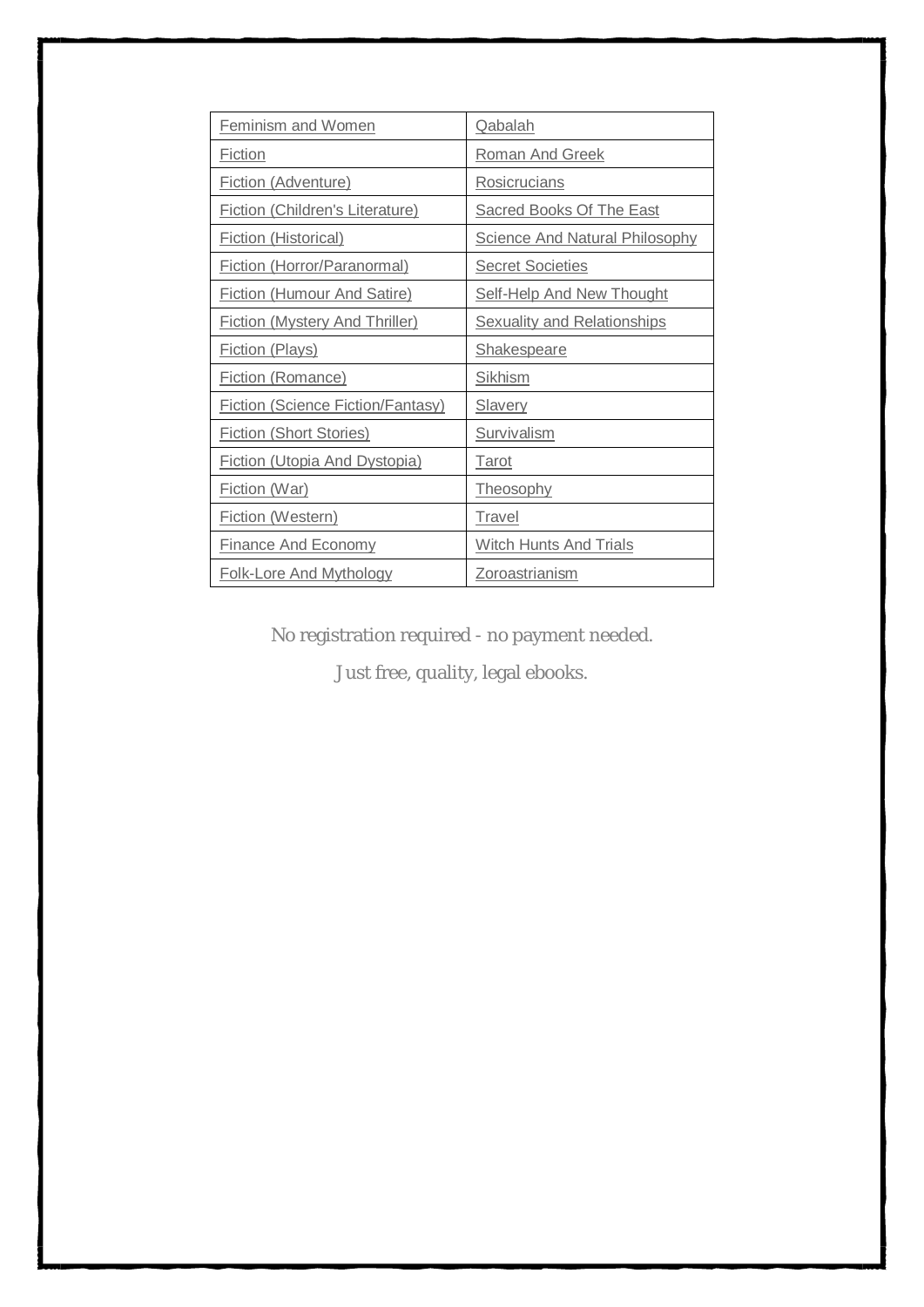| | |
|---|---|
| Feminism and Women | Qabalah |
| Fiction | Roman And Greek |
| Fiction (Adventure) | Rosicrucians |
| Fiction (Children's Literature) | Sacred Books Of The East |
| Fiction (Historical) | Science And Natural Philosophy |
| Fiction (Horror/Paranormal) | Secret Societies |
| Fiction (Humour And Satire) | Self-Help And New Thought |
| Fiction (Mystery And Thriller) | Sexuality and Relationships |
| Fiction (Plays) | Shakespeare |
| Fiction (Romance) | Sikhism |
| Fiction (Science Fiction/Fantasy) | Slavery |
| Fiction (Short Stories) | Survivalism |
| Fiction (Utopia And Dystopia) | Tarot |
| Fiction (War) | Theosophy |
| Fiction (Western) | Travel |
| Finance And Economy | Witch Hunts And Trials |
| Folk-Lore And Mythology | Zoroastrianism |

No registration required - no payment needed.

Just free, quality, legal ebooks.